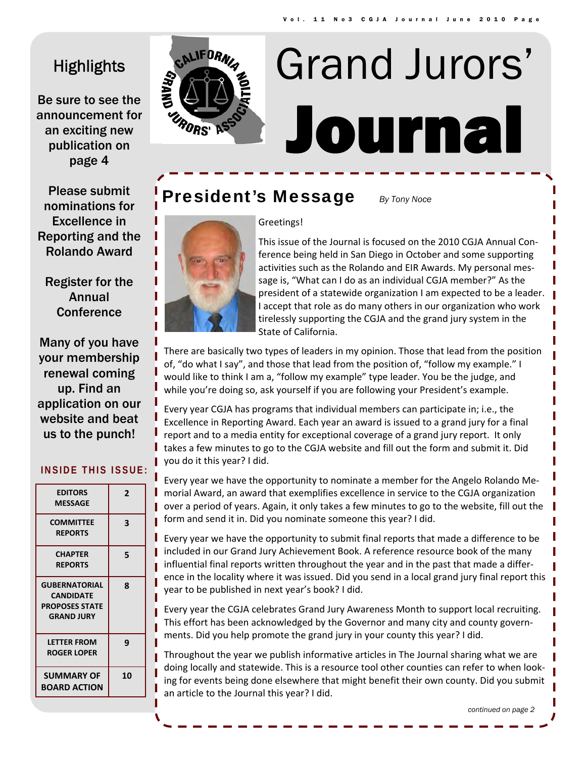# Grand Jurors' Journal

## Highlights

**Be sure to see the announcement for an exciting new publication on page 4**

**Please submit nominations for Excellence in Reporting and the Rolando Award**

**Register for the Annual Conference**

**Many of you have your membership renewal coming up. Find an application on our website and beat us to the punch!**

### INSIDE THIS ISSUE:

| | |
|---|---|
| EDITORS MESSAGE | 2 |
| COMMITTEE REPORTS | 3 |
| CHAPTER REPORTS | 5 |
| GUBERNATORIAL CANDIDATE PROPOSES STATE GRAND JURY | 8 |
| LETTER FROM ROGER LOPER | 9 |
| SUMMARY OF BOARD ACTION | 10 |

## President's Message

*By Tony Noce*

Greetings!

This issue of the Journal is focused on the 2010 CGJA Annual Conference being held in San Diego in October and some supporting activities such as the Rolando and EIR Awards. My personal message is, "What can I do as an individual CGJA member?" As the president of a statewide organization I am expected to be a leader. I accept that role as do many others in our organization who work tirelessly supporting the CGJA and the grand jury system in the State of California.

There are basically two types of leaders in my opinion. Those that lead from the position of, "do what I say", and those that lead from the position of, "follow my example." I would like to think I am a, "follow my example" type leader. You be the judge, and while you're doing so, ask yourself if you are following your President's example.

Every year CGJA has programs that individual members can participate in; i.e., the Excellence in Reporting Award. Each year an award is issued to a grand jury for a final report and to a media entity for exceptional coverage of a grand jury report. It only takes a few minutes to go to the CGJA website and fill out the form and submit it. Did you do it this year? I did.

Every year we have the opportunity to nominate a member for the Angelo Rolando Memorial Award, an award that exemplifies excellence in service to the CGJA organization over a period of years. Again, it only takes a few minutes to go to the website, fill out the form and send it in. Did you nominate someone this year? I did.

Every year we have the opportunity to submit final reports that made a difference to be included in our Grand Jury Achievement Book. A reference resource book of the many influential final reports written throughout the year and in the past that made a difference in the locality where it was issued. Did you send in a local grand jury final report this year to be published in next year's book? I did.

Every year the CGJA celebrates Grand Jury Awareness Month to support local recruiting. This effort has been acknowledged by the Governor and many city and county governments. Did you help promote the grand jury in your county this year? I did.

Throughout the year we publish informative articles in The Journal sharing what we are doing locally and statewide. This is a resource tool other counties can refer to when looking for events being done elsewhere that might benefit their own county. Did you submit an article to the Journal this year? I did.

*continued on page 2*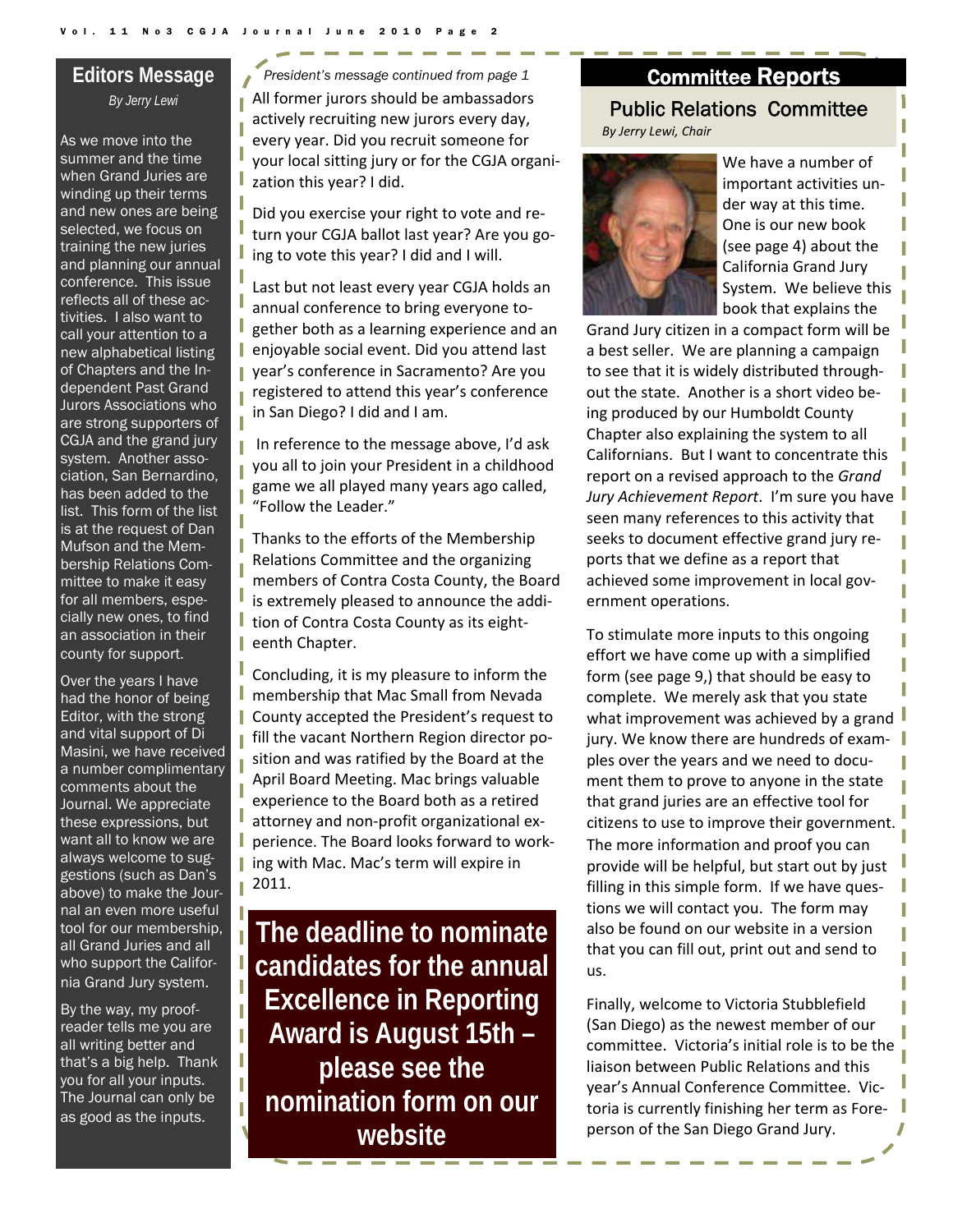## Editors Message

*By Jerry Lewi*

As we move into the summer and the time when Grand Juries are winding up their terms and new ones are being selected, we focus on training the new juries and planning our annual conference. This issue reflects all of these activities. I also want to call your attention to a new alphabetical listing of Chapters and the Independent Past Grand Jurors Associations who are strong supporters of CGJA and the grand jury system. Another association, San Bernardino, has been added to the list. This form of the list is at the request of Dan Mufson and the Membership Relations Committee to make it easy for all members, especially new ones, to find an association in their county for support.

Over the years I have had the honor of being Editor, with the strong and vital support of Di Masini, we have received a number complimentary comments about the Journal. We appreciate these expressions, but want all to know we are always welcome to suggestions (such as Dan's above) to make the Journal an even more useful tool for our membership, all Grand Juries and all who support the California Grand Jury system.

By the way, my proofreader tells me you are all writing better and that's a big help. Thank you for all your inputs. The Journal can only be as good as the inputs.

*President's message continued from page 1*

All former jurors should be ambassadors actively recruiting new jurors every day, every year. Did you recruit someone for your local sitting jury or for the CGJA organization this year? I did.

Did you exercise your right to vote and return your CGJA ballot last year? Are you going to vote this year? I did and I will.

Last but not least every year CGJA holds an annual conference to bring everyone together both as a learning experience and an enjoyable social event. Did you attend last year's conference in Sacramento? Are you registered to attend this year's conference in San Diego? I did and I am.

In reference to the message above, I'd ask you all to join your President in a childhood game we all played many years ago called, "Follow the Leader."

Thanks to the efforts of the Membership Relations Committee and the organizing members of Contra Costa County, the Board is extremely pleased to announce the addition of Contra Costa County as its eighteenth Chapter.

Concluding, it is my pleasure to inform the membership that Mac Small from Nevada County accepted the President's request to fill the vacant Northern Region director position and was ratified by the Board at the April Board Meeting. Mac brings valuable experience to the Board both as a retired attorney and non-profit organizational experience. The Board looks forward to working with Mac. Mac's term will expire in 2011.

**The deadline to nominate candidates for the annual Excellence in Reporting Award is August 15th – please see the nomination form on our website**

## Committee Reports

### Public Relations Committee

*By Jerry Lewi, Chair*

We have a number of important activities under way at this time. One is our new book (see page 4) about the California Grand Jury System. We believe this book that explains the Grand Jury citizen in a compact form will be a best seller. We are planning a campaign to see that it is widely distributed throughout the state. Another is a short video being produced by our Humboldt County Chapter also explaining the system to all Californians. But I want to concentrate this report on a revised approach to the *Grand Jury Achievement Report*. I'm sure you have seen many references to this activity that seeks to document effective grand jury reports that we define as a report that achieved some improvement in local government operations.

To stimulate more inputs to this ongoing effort we have come up with a simplified form (see page 9,) that should be easy to complete. We merely ask that you state what improvement was achieved by a grand jury. We know there are hundreds of examples over the years and we need to document them to prove to anyone in the state that grand juries are an effective tool for citizens to use to improve their government. The more information and proof you can provide will be helpful, but start out by just filling in this simple form. If we have questions we will contact you. The form may also be found on our website in a version that you can fill out, print out and send to us.

Finally, welcome to Victoria Stubblefield (San Diego) as the newest member of our committee. Victoria's initial role is to be the liaison between Public Relations and this year's Annual Conference Committee. Victoria is currently finishing her term as Foreperson of the San Diego Grand Jury.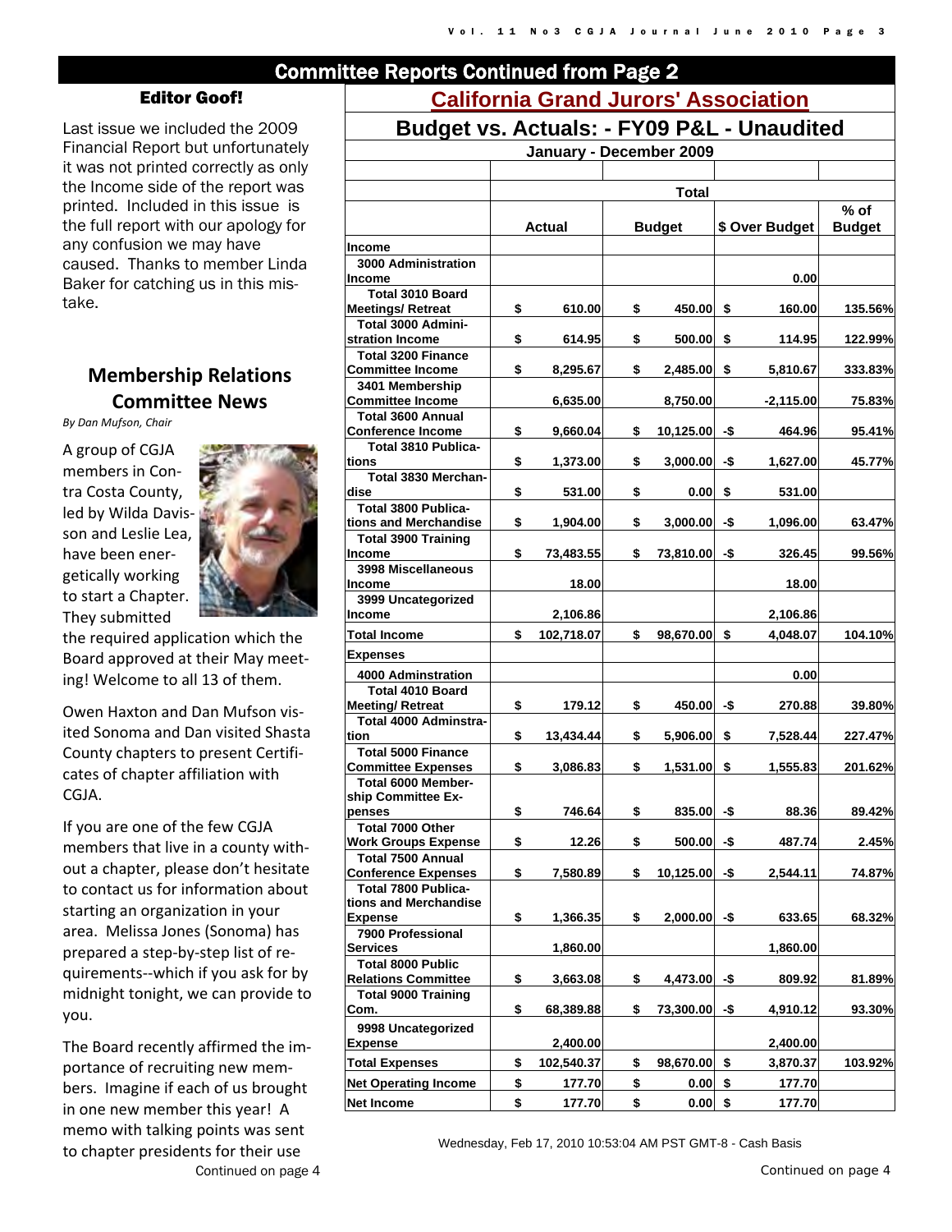## Committee Reports Continued from Page 2

### Editor Goof!

Last issue we included the 2009 Financial Report but unfortunately it was not printed correctly as only the Income side of the report was printed. Included in this issue is the full report with our apology for any confusion we may have caused. Thanks to member Linda Baker for catching us in this mistake.

### Membership Relations Committee News

*By Dan Mufson, Chair*

A group of CGJA members in Contra Costa County, led by Wilda Davisson and Leslie Lea, have been energetically working to start a Chapter. They submitted the required application which the Board approved at their May meeting! Welcome to all 13 of them.

Owen Haxton and Dan Mufson visited Sonoma and Dan visited Shasta County chapters to present Certificates of chapter affiliation with CGJA.

If you are one of the few CGJA members that live in a county without a chapter, please don't hesitate to contact us for information about starting an organization in your area. Melissa Jones (Sonoma) has prepared a step-by-step list of requirements--which if you ask for by midnight tonight, we can provide to you.

The Board recently affirmed the importance of recruiting new members. Imagine if each of us brought in one new member this year! A memo with talking points was sent to chapter presidents for their use

Continued on page 4

## California Grand Jurors' Association

### Budget vs. Actuals: - FY09 P&L - Unaudited

**January - December 2009**

| | Total | | | |
|---|---|---|---|---|
| | **Actual** | **Budget** | **$ Over Budget** | **% of Budget** |
| **Income** | | | | |
| 3000 Administration Income | | | 0.00 | |
| Total 3010 Board Meetings/ Retreat | $ 610.00 | $ 450.00 | $ 160.00 | 135.56% |
| Total 3000 Administration Income | $ 614.95 | $ 500.00 | $ 114.95 | 122.99% |
| Total 3200 Finance Committee Income | $ 8,295.67 | $ 2,485.00 | $ 5,810.67 | 333.83% |
| 3401 Membership Committee Income | 6,635.00 | 8,750.00 | -2,115.00 | 75.83% |
| Total 3600 Annual Conference Income | $ 9,660.04 | $ 10,125.00 | -$ 464.96 | 95.41% |
| Total 3810 Publications | $ 1,373.00 | $ 3,000.00 | -$ 1,627.00 | 45.77% |
| Total 3830 Merchandise | $ 531.00 | $ 0.00 | $ 531.00 | |
| Total 3800 Publications and Merchandise | $ 1,904.00 | $ 3,000.00 | -$ 1,096.00 | 63.47% |
| Total 3900 Training Income | $ 73,483.55 | $ 73,810.00 | -$ 326.45 | 99.56% |
| 3998 Miscellaneous Income | 18.00 | | 18.00 | |
| 3999 Uncategorized Income | 2,106.86 | | 2,106.86 | |
| **Total Income** | $ 102,718.07 | $ 98,670.00 | $ 4,048.07 | 104.10% |
| **Expenses** | | | | |
| 4000 Adminstration | | | 0.00 | |
| Total 4010 Board Meeting/ Retreat | $ 179.12 | $ 450.00 | -$ 270.88 | 39.80% |
| Total 4000 Adminstration | $ 13,434.44 | $ 5,906.00 | $ 7,528.44 | 227.47% |
| Total 5000 Finance Committee Expenses | $ 3,086.83 | $ 1,531.00 | $ 1,555.83 | 201.62% |
| Total 6000 Membership Committee Expenses | $ 746.64 | $ 835.00 | -$ 88.36 | 89.42% |
| Total 7000 Other Work Groups Expense | $ 12.26 | $ 500.00 | -$ 487.74 | 2.45% |
| Total 7500 Annual Conference Expenses | $ 7,580.89 | $ 10,125.00 | -$ 2,544.11 | 74.87% |
| Total 7800 Publications and Merchandise Expense | $ 1,366.35 | $ 2,000.00 | -$ 633.65 | 68.32% |
| 7900 Professional Services | 1,860.00 | | 1,860.00 | |
| Total 8000 Public Relations Committee | $ 3,663.08 | $ 4,473.00 | -$ 809.92 | 81.89% |
| Total 9000 Training Com. | $ 68,389.88 | $ 73,300.00 | -$ 4,910.12 | 93.30% |
| 9998 Uncategorized Expense | 2,400.00 | | 2,400.00 | |
| **Total Expenses** | $ 102,540.37 | $ 98,670.00 | $ 3,870.37 | 103.92% |
| **Net Operating Income** | $ 177.70 | $ 0.00 | $ 177.70 | |
| **Net Income** | $ 177.70 | $ 0.00 | $ 177.70 | |

Wednesday, Feb 17, 2010 10:53:04 AM PST GMT-8 - Cash Basis

Continued on page 4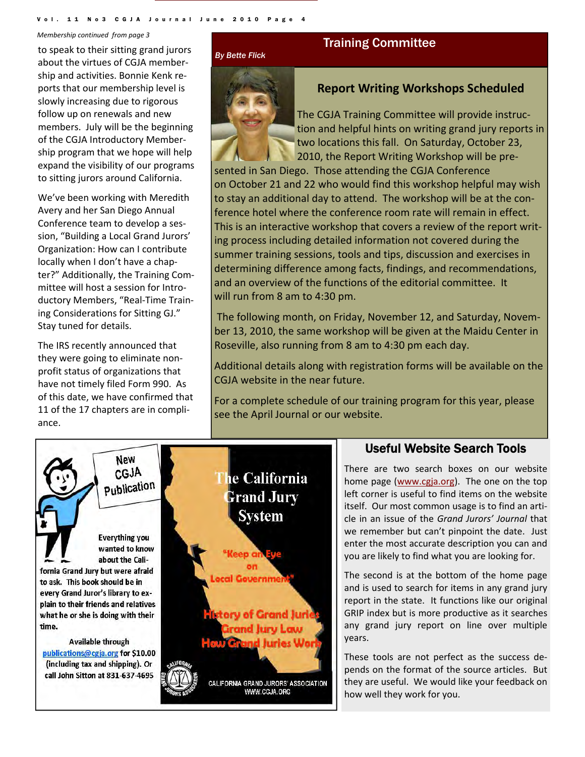*Membership continued from page 3*

to speak to their sitting grand jurors about the virtues of CGJA membership and activities. Bonnie Kenk reports that our membership level is slowly increasing due to rigorous follow up on renewals and new members. July will be the beginning of the CGJA Introductory Membership program that we hope will help expand the visibility of our programs to sitting jurors around California.

We've been working with Meredith Avery and her San Diego Annual Conference team to develop a session, "Building a Local Grand Jurors' Organization: How can I contribute locally when I don't have a chapter?" Additionally, the Training Committee will host a session for Introductory Members, "Real-Time Training Considerations for Sitting GJ." Stay tuned for details.

The IRS recently announced that they were going to eliminate non-profit status of organizations that have not timely filed Form 990. As of this date, we have confirmed that 11 of the 17 chapters are in compliance.

## Training Committee

*By Bette Flick*

### Report Writing Workshops Scheduled

The CGJA Training Committee will provide instruction and helpful hints on writing grand jury reports in two locations this fall. On Saturday, October 23, 2010, the Report Writing Workshop will be presented in San Diego. Those attending the CGJA Conference on October 21 and 22 who would find this workshop helpful may wish to stay an additional day to attend. The workshop will be at the conference hotel where the conference room rate will remain in effect. This is an interactive workshop that covers a review of the report writing process including detailed information not covered during the summer training sessions, tools and tips, discussion and exercises in determining difference among facts, findings, and recommendations, and an overview of the functions of the editorial committee. It will run from 8 am to 4:30 pm.

The following month, on Friday, November 12, and Saturday, November 13, 2010, the same workshop will be given at the Maidu Center in Roseville, also running from 8 am to 4:30 pm each day.

Additional details along with registration forms will be available on the CGJA website in the near future.

For a complete schedule of our training program for this year, please see the April Journal or our website.

New CGJA Publication

Everything you wanted to know about the California Grand Jury but were afraid to ask. This book should be in every Grand Juror's library to explain to their friends and relatives what he or she is doing with their time.

Available through publications@cgja.org for $10.00 (including tax and shipping). Or call John Sitton at 831-637-4695

**The California Grand Jury System**

"Keep an Eye on Local Government"

History of Grand Juries
Grand Jury Law
How Grand Juries Work

CALIFORNIA GRAND JURORS' ASSOCIATION
WWW.CGJA.ORG

### Useful Website Search Tools

There are two search boxes on our website home page (www.cgja.org). The one on the top left corner is useful to find items on the website itself. Our most common usage is to find an article in an issue of the *Grand Jurors' Journal* that we remember but can't pinpoint the date. Just enter the most accurate description you can and you are likely to find what you are looking for.

The second is at the bottom of the home page and is used to search for items in any grand jury report in the state. It functions like our original GRIP index but is more productive as it searches any grand jury report on line over multiple years.

These tools are not perfect as the success depends on the format of the source articles. But they are useful. We would like your feedback on how well they work for you.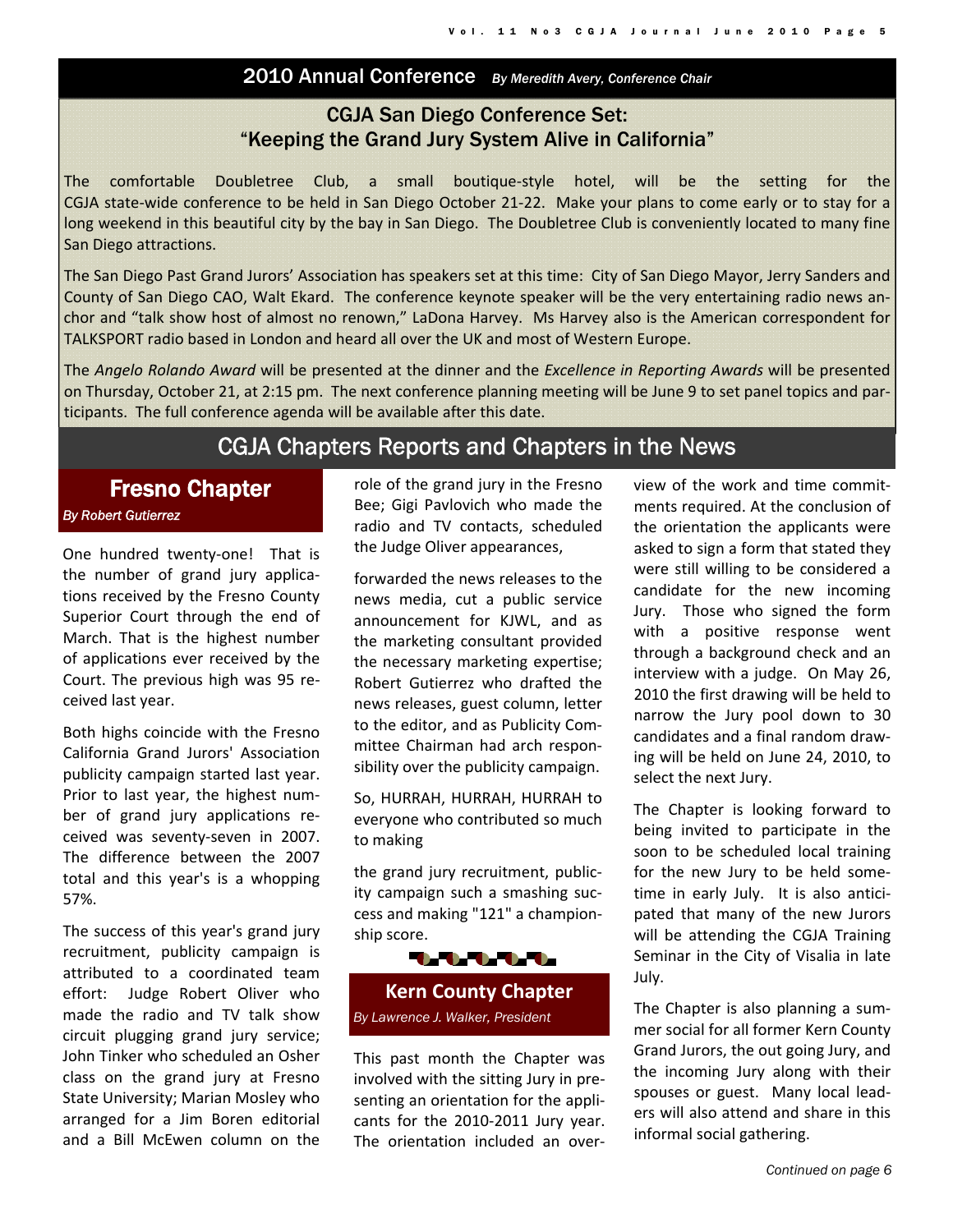## 2010 Annual Conference *By Meredith Avery, Conference Chair*

### CGJA San Diego Conference Set: "Keeping the Grand Jury System Alive in California"

The comfortable Doubletree Club, a small boutique-style hotel, will be the setting for the CGJA state-wide conference to be held in San Diego October 21-22. Make your plans to come early or to stay for a long weekend in this beautiful city by the bay in San Diego. The Doubletree Club is conveniently located to many fine San Diego attractions.

The San Diego Past Grand Jurors' Association has speakers set at this time: City of San Diego Mayor, Jerry Sanders and County of San Diego CAO, Walt Ekard. The conference keynote speaker will be the very entertaining radio news anchor and "talk show host of almost no renown," LaDona Harvey. Ms Harvey also is the American correspondent for TALKSPORT radio based in London and heard all over the UK and most of Western Europe.

The *Angelo Rolando Award* will be presented at the dinner and the *Excellence in Reporting Awards* will be presented on Thursday, October 21, at 2:15 pm. The next conference planning meeting will be June 9 to set panel topics and participants. The full conference agenda will be available after this date.

## CGJA Chapters Reports and Chapters in the News

### Fresno Chapter

*By Robert Gutierrez*

One hundred twenty-one! That is the number of grand jury applications received by the Fresno County Superior Court through the end of March. That is the highest number of applications ever received by the Court. The previous high was 95 received last year.

Both highs coincide with the Fresno California Grand Jurors' Association publicity campaign started last year. Prior to last year, the highest number of grand jury applications received was seventy-seven in 2007. The difference between the 2007 total and this year's is a whopping 57%.

The success of this year's grand jury recruitment, publicity campaign is attributed to a coordinated team effort: Judge Robert Oliver who made the radio and TV talk show circuit plugging grand jury service; John Tinker who scheduled an Osher class on the grand jury at Fresno State University; Marian Mosley who arranged for a Jim Boren editorial and a Bill McEwen column on the role of the grand jury in the Fresno Bee; Gigi Pavlovich who made the radio and TV contacts, scheduled the Judge Oliver appearances, forwarded the news releases to the news media, cut a public service announcement for KJWL, and as the marketing consultant provided the necessary marketing expertise; Robert Gutierrez who drafted the news releases, guest column, letter to the editor, and as Publicity Committee Chairman had arch responsibility over the publicity campaign.

So, HURRAH, HURRAH, HURRAH to everyone who contributed so much to making the grand jury recruitment, publicity campaign such a smashing success and making "121" a championship score.

### Kern County Chapter

*By Lawrence J. Walker, President*

This past month the Chapter was involved with the sitting Jury in presenting an orientation for the applicants for the 2010-2011 Jury year. The orientation included an overview of the work and time commitments required. At the conclusion of the orientation the applicants were asked to sign a form that stated they were still willing to be considered a candidate for the new incoming Jury. Those who signed the form with a positive response went through a background check and an interview with a judge. On May 26, 2010 the first drawing will be held to narrow the Jury pool down to 30 candidates and a final random drawing will be held on June 24, 2010, to select the next Jury.

The Chapter is looking forward to being invited to participate in the soon to be scheduled local training for the new Jury to be held sometime in early July. It is also anticipated that many of the new Jurors will be attending the CGJA Training Seminar in the City of Visalia in late July.

The Chapter is also planning a summer social for all former Kern County Grand Jurors, the out going Jury, and the incoming Jury along with their spouses or guest. Many local leaders will also attend and share in this informal social gathering.

*Continued on page 6*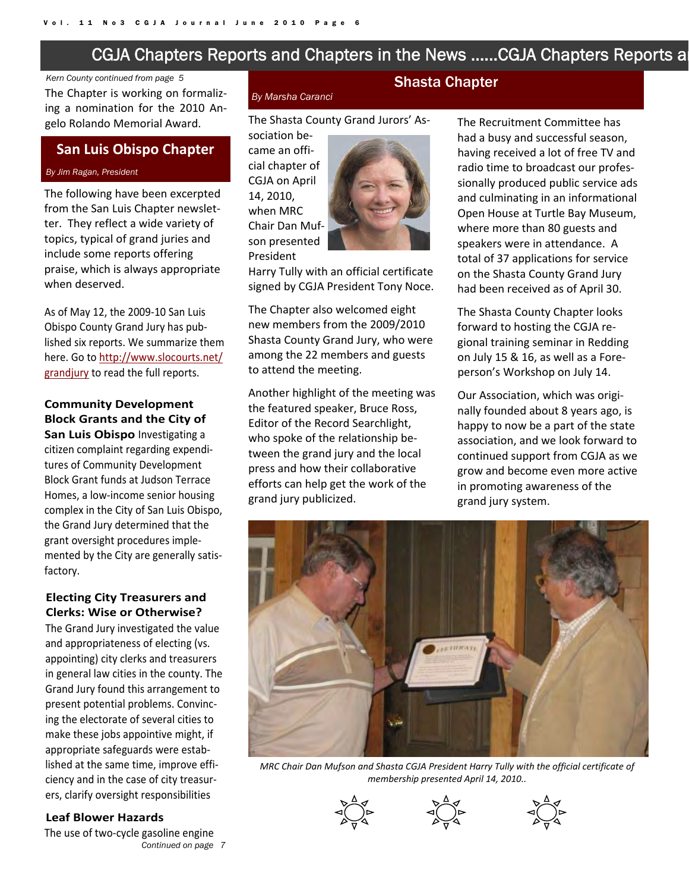## CGJA Chapters Reports and Chapters in the News ......CGJA Chapters Reports a

*Kern County continued from page 5*

The Chapter is working on formalizing a nomination for the 2010 Angelo Rolando Memorial Award.

## San Luis Obispo Chapter

*By Jim Ragan, President*

The following have been excerpted from the San Luis Chapter newsletter. They reflect a wide variety of topics, typical of grand juries and include some reports offering praise, which is always appropriate when deserved.

As of May 12, the 2009-10 San Luis Obispo County Grand Jury has published six reports. We summarize them here. Go to http://www.slocourts.net/grandjury to read the full reports.

**Community Development Block Grants and the City of San Luis Obispo** Investigating a citizen complaint regarding expenditures of Community Development Block Grant funds at Judson Terrace Homes, a low-income senior housing complex in the City of San Luis Obispo, the Grand Jury determined that the grant oversight procedures implemented by the City are generally satisfactory.

**Electing City Treasurers and Clerks: Wise or Otherwise?**

The Grand Jury investigated the value and appropriateness of electing (vs. appointing) city clerks and treasurers in general law cities in the county. The Grand Jury found this arrangement to present potential problems. Convincing the electorate of several cities to make these jobs appointive might, if appropriate safeguards were established at the same time, improve efficiency and in the case of city treasurers, clarify oversight responsibilities

**Leaf Blower Hazards**

The use of two-cycle gasoline engine

*Continued on page 7*

## Shasta Chapter

*By Marsha Caranci*

The Shasta County Grand Jurors' Association became an official chapter of CGJA on April 14, 2010, when MRC Chair Dan Mufson presented President Harry Tully with an official certificate signed by CGJA President Tony Noce.

The Chapter also welcomed eight new members from the 2009/2010 Shasta County Grand Jury, who were among the 22 members and guests to attend the meeting.

Another highlight of the meeting was the featured speaker, Bruce Ross, Editor of the Record Searchlight, who spoke of the relationship between the grand jury and the local press and how their collaborative efforts can help get the work of the grand jury publicized.

The Recruitment Committee has had a busy and successful season, having received a lot of free TV and radio time to broadcast our professionally produced public service ads and culminating in an informational Open House at Turtle Bay Museum, where more than 80 guests and speakers were in attendance. A total of 37 applications for service on the Shasta County Grand Jury had been received as of April 30.

The Shasta County Chapter looks forward to hosting the CGJA regional training seminar in Redding on July 15 & 16, as well as a Foreperson's Workshop on July 14.

Our Association, which was originally founded about 8 years ago, is happy to now be a part of the state association, and we look forward to continued support from CGJA as we grow and become even more active in promoting awareness of the grand jury system.

*MRC Chair Dan Mufson and Shasta CGJA President Harry Tully with the official certificate of membership presented April 14, 2010..*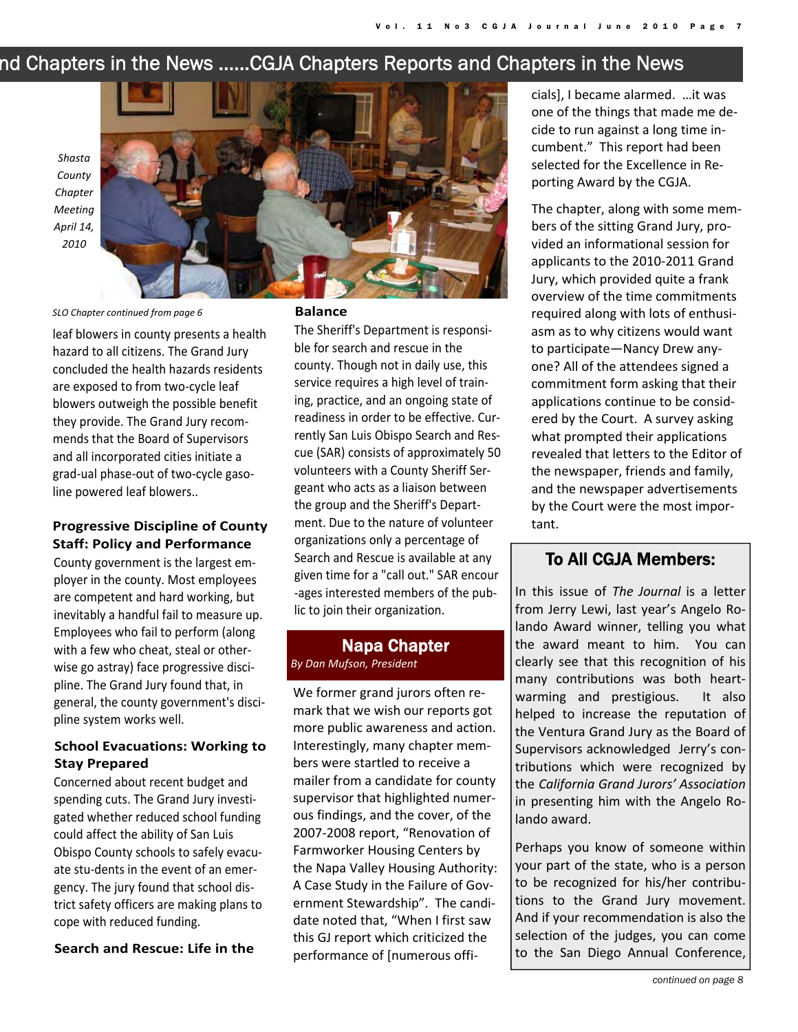## ...nd Chapters in the News ......CGJA Chapters Reports and Chapters in the News

*Shasta County Chapter Meeting April 14, 2010*

*SLO Chapter continued from page 6*

leaf blowers in county presents a health hazard to all citizens. The Grand Jury concluded the health hazards residents are exposed to from two-cycle leaf blowers outweigh the possible benefit they provide. The Grand Jury recommends that the Board of Supervisors and all incorporated cities initiate a grad-ual phase-out of two-cycle gasoline powered leaf blowers..

**Progressive Discipline of County Staff: Policy and Performance**

County government is the largest employer in the county. Most employees are competent and hard working, but inevitably a handful fail to measure up. Employees who fail to perform (along with a few who cheat, steal or otherwise go astray) face progressive discipline. The Grand Jury found that, in general, the county government's discipline system works well.

**School Evacuations: Working to Stay Prepared**

Concerned about recent budget and spending cuts. The Grand Jury investigated whether reduced school funding could affect the ability of San Luis Obispo County schools to safely evacuate stu-dents in the event of an emergency. The jury found that school district safety officers are making plans to cope with reduced funding.

**Search and Rescue: Life in the Balance**

The Sheriff's Department is responsible for search and rescue in the county. Though not in daily use, this service requires a high level of training, practice, and an ongoing state of readiness in order to be effective. Currently San Luis Obispo Search and Rescue (SAR) consists of approximately 50 volunteers with a County Sheriff Sergeant who acts as a liaison between the group and the Sheriff's Department. Due to the nature of volunteer organizations only a percentage of Search and Rescue is available at any given time for a "call out." SAR encourages interested members of the public to join their organization.

### Napa Chapter

*By Dan Mufson, President*

We former grand jurors often remark that we wish our reports got more public awareness and action. Interestingly, many chapter members were startled to receive a mailer from a candidate for county supervisor that highlighted numerous findings, and the cover, of the 2007-2008 report, "Renovation of Farmworker Housing Centers by the Napa Valley Housing Authority: A Case Study in the Failure of Government Stewardship". The candidate noted that, "When I first saw this GJ report which criticized the performance of [numerous officials], I became alarmed. …it was one of the things that made me decide to run against a long time incumbent." This report had been selected for the Excellence in Reporting Award by the CGJA.

The chapter, along with some members of the sitting Grand Jury, provided an informational session for applicants to the 2010-2011 Grand Jury, which provided quite a frank overview of the time commitments required along with lots of enthusiasm as to why citizens would want to participate—Nancy Drew anyone? All of the attendees signed a commitment form asking that their applications continue to be considered by the Court. A survey asking what prompted their applications revealed that letters to the Editor of the newspaper, friends and family, and the newspaper advertisements by the Court were the most important.

### To All CGJA Members:

In this issue of *The Journal* is a letter from Jerry Lewi, last year's Angelo Rolando Award winner, telling you what the award meant to him. You can clearly see that this recognition of his many contributions was both heartwarming and prestigious. It also helped to increase the reputation of the Ventura Grand Jury as the Board of Supervisors acknowledged Jerry's contributions which were recognized by the *California Grand Jurors' Association* in presenting him with the Angelo Rolando award.

Perhaps you know of someone within your part of the state, who is a person to be recognized for his/her contributions to the Grand Jury movement. And if your recommendation is also the selection of the judges, you can come to the San Diego Annual Conference,

*continued on page 8*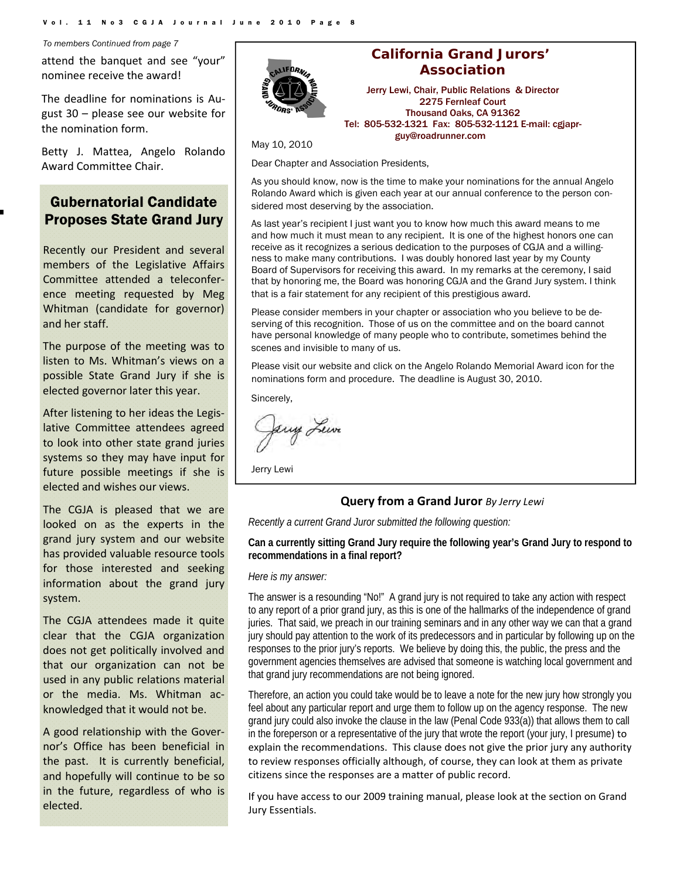*To members Continued from page 7*

attend the banquet and see "your" nominee receive the award!

The deadline for nominations is August 30 – please see our website for the nomination form.

Betty J. Mattea, Angelo Rolando Award Committee Chair.

## Gubernatorial Candidate Proposes State Grand Jury

Recently our President and several members of the Legislative Affairs Committee attended a teleconference meeting requested by Meg Whitman (candidate for governor) and her staff.

The purpose of the meeting was to listen to Ms. Whitman's views on a possible State Grand Jury if she is elected governor later this year.

After listening to her ideas the Legislative Committee attendees agreed to look into other state grand juries systems so they may have input for future possible meetings if she is elected and wishes our views.

The CGJA is pleased that we are looked on as the experts in the grand jury system and our website has provided valuable resource tools for those interested and seeking information about the grand jury system.

The CGJA attendees made it quite clear that the CGJA organization does not get politically involved and that our organization can not be used in any public relations material or the media. Ms. Whitman acknowledged that it would not be.

A good relationship with the Governor's Office has been beneficial in the past. It is currently beneficial, and hopefully will continue to be so in the future, regardless of who is elected.

## California Grand Jurors' Association

Jerry Lewi, Chair, Public Relations & Director
2275 Fernleaf Court
Thousand Oaks, CA 91362
Tel: 805-532-1321 Fax: 805-532-1121 E-mail: cgjapr-guy@roadrunner.com

May 10, 2010

Dear Chapter and Association Presidents,

As you should know, now is the time to make your nominations for the annual Angelo Rolando Award which is given each year at our annual conference to the person considered most deserving by the association.

As last year's recipient I just want you to know how much this award means to me and how much it must mean to any recipient. It is one of the highest honors one can receive as it recognizes a serious dedication to the purposes of CGJA and a willingness to make many contributions. I was doubly honored last year by my County Board of Supervisors for receiving this award. In my remarks at the ceremony, I said that by honoring me, the Board was honoring CGJA and the Grand Jury system. I think that is a fair statement for any recipient of this prestigious award.

Please consider members in your chapter or association who you believe to be deserving of this recognition. Those of us on the committee and on the board cannot have personal knowledge of many people who to contribute, sometimes behind the scenes and invisible to many of us.

Please visit our website and click on the Angelo Rolando Memorial Award icon for the nominations form and procedure. The deadline is August 30, 2010.

Sincerely,

Jerry Lewi

### Query from a Grand Juror *By Jerry Lewi*

*Recently a current Grand Juror submitted the following question:*

**Can a currently sitting Grand Jury require the following year's Grand Jury to respond to recommendations in a final report?**

*Here is my answer:*

The answer is a resounding "No!" A grand jury is not required to take any action with respect to any report of a prior grand jury, as this is one of the hallmarks of the independence of grand juries. That said, we preach in our training seminars and in any other way we can that a grand jury should pay attention to the work of its predecessors and in particular by following up on the responses to the prior jury's reports. We believe by doing this, the public, the press and the government agencies themselves are advised that someone is watching local government and that grand jury recommendations are not being ignored.

Therefore, an action you could take would be to leave a note for the new jury how strongly you feel about any particular report and urge them to follow up on the agency response. The new grand jury could also invoke the clause in the law (Penal Code 933(a)) that allows them to call in the foreperson or a representative of the jury that wrote the report (your jury, I presume) to explain the recommendations. This clause does not give the prior jury any authority to review responses officially although, of course, they can look at them as private citizens since the responses are a matter of public record.

If you have access to our 2009 training manual, please look at the section on Grand Jury Essentials.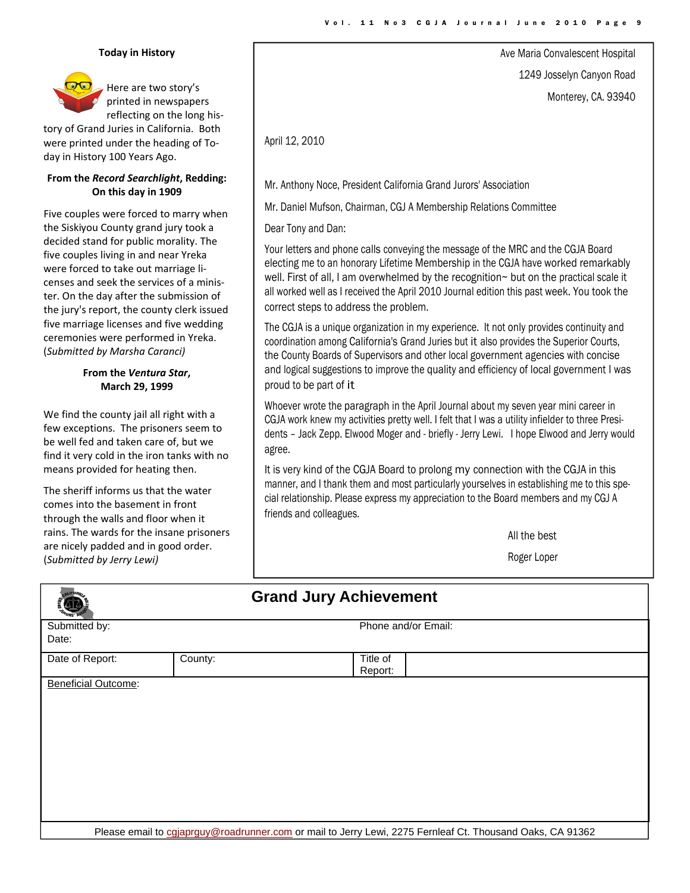### Today in History

Here are two story's printed in newspapers reflecting on the long history of Grand Juries in California. Both were printed under the heading of Today in History 100 Years Ago.

**From the *Record Searchlight*, Redding: On this day in 1909**

Five couples were forced to marry when the Siskiyou County grand jury took a decided stand for public morality. The five couples living in and near Yreka were forced to take out marriage licenses and seek the services of a minister. On the day after the submission of the jury's report, the county clerk issued five marriage licenses and five wedding ceremonies were performed in Yreka. (*Submitted by Marsha Caranci)*

**From the *Ventura Star*, March 29, 1999**

We find the county jail all right with a few exceptions. The prisoners seem to be well fed and taken care of, but we find it very cold in the iron tanks with no means provided for heating then.

The sheriff informs us that the water comes into the basement in front through the walls and floor when it rains. The wards for the insane prisoners are nicely padded and in good order. (*Submitted by Jerry Lewi)*

---

Ave Maria Convalescent Hospital
1249 Josselyn Canyon Road
Monterey, CA. 93940

April 12, 2010

Mr. Anthony Noce, President California Grand Jurors' Association

Mr. Daniel Mufson, Chairman, CGJ A Membership Relations Committee

Dear Tony and Dan:

Your letters and phone calls conveying the message of the MRC and the CGJA Board electing me to an honorary Lifetime Membership in the CGJA have worked remarkably well. First of all, I am overwhelmed by the recognition~ but on the practical scale it all worked well as I received the April 2010 Journal edition this past week. You took the correct steps to address the problem.

The CGJA is a unique organization in my experience. It not only provides continuity and coordination among California's Grand Juries but it also provides the Superior Courts, the County Boards of Supervisors and other local government agencies with concise and logical suggestions to improve the quality and efficiency of local government I was proud to be part of it

Whoever wrote the paragraph in the April Journal about my seven year mini career in CGJA work knew my activities pretty well. I felt that I was a utility infielder to three Presidents – Jack Zepp. Elwood Moger and - briefly - Jerry Lewi. I hope Elwood and Jerry would agree.

It is very kind of the CGJA Board to prolong my connection with the CGJA in this manner, and I thank them and most particularly yourselves in establishing me to this special relationship. Please express my appreciation to the Board members and my CGJ A friends and colleagues.

All the best

Roger Loper

---

## Grand Jury Achievement

| Submitted by: Date: | | Phone and/or Email: | |
|---|---|---|---|
| Date of Report: | County: | Title of Report: | |
| Beneficial Outcome: | | | |

Please email to cgjaprguy@roadrunner.com or mail to Jerry Lewi, 2275 Fernleaf Ct. Thousand Oaks, CA 91362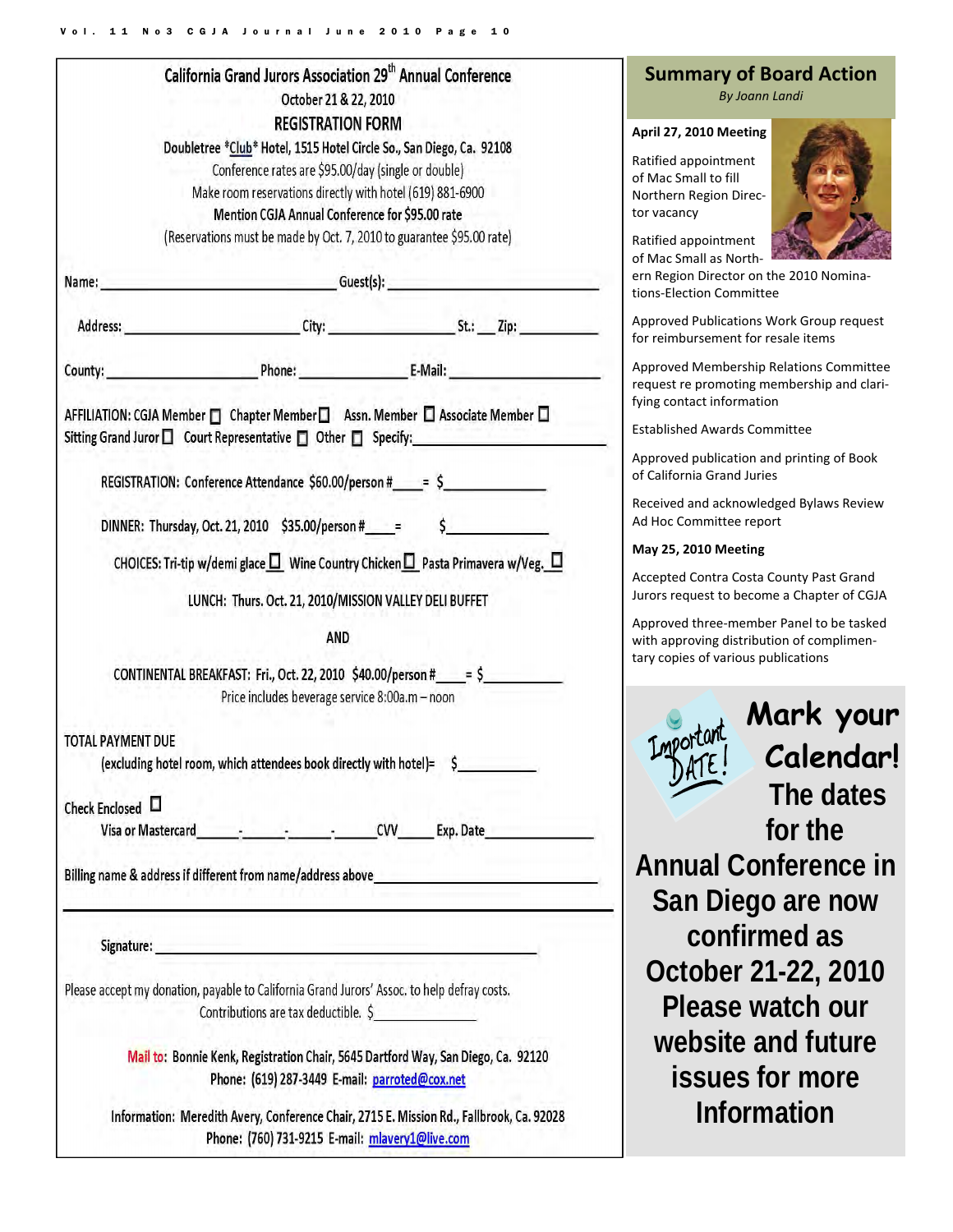# California Grand Jurors Association 29th Annual Conference

October 21 & 22, 2010

**REGISTRATION FORM**

Doubletree *Club* Hotel, 1515 Hotel Circle So., San Diego, Ca. 92108

Conference rates are $95.00/day (single or double)

Make room reservations directly with hotel (619) 881-6900

**Mention CGJA Annual Conference for $95.00 rate**

(Reservations must be made by Oct. 7, 2010 to guarantee $95.00 rate)

Name: ______________________ Guest(s): ______________________

Address: ______________________ City: ______________ St.: ___ Zip: ________

County: ______________ Phone: ______________ E-Mail: ______________

AFFILIATION: CGJA Member ☐ Chapter Member ☐ Assn. Member ☐ Associate Member ☐
Sitting Grand Juror ☐ Court Representative ☐ Other ☐ Specify: ______________

REGISTRATION: Conference Attendance $60.00/person #____ = $__________

DINNER: Thursday, Oct. 21, 2010 $35.00/person #____ = $__________

CHOICES: Tri-tip w/demi glace ☐ Wine Country Chicken ☐ Pasta Primavera w/Veg. ☐

LUNCH: Thurs. Oct. 21, 2010/MISSION VALLEY DELI BUFFET

AND

CONTINENTAL BREAKFAST: Fri., Oct. 22, 2010 $40.00/person #____ = $__________

Price includes beverage service 8:00a.m – noon

TOTAL PAYMENT DUE
(excluding hotel room, which attendees book directly with hotel)= $__________

Check Enclosed ☐
Visa or Mastercard_____-_____-_____-_____CVV_____ Exp. Date__________

Billing name & address if different from name/address above______________________

---

Signature: ______________________________

Please accept my donation, payable to California Grand Jurors' Assoc. to help defray costs. Contributions are tax deductible. $__________

Mail to: Bonnie Kenk, Registration Chair, 5645 Dartford Way, San Diego, Ca. 92120
Phone: (619) 287-3449 E-mail: parroted@cox.net

Information: Meredith Avery, Conference Chair, 2715 E. Mission Rd., Fallbrook, Ca. 92028
Phone: (760) 731-9215 E-mail: mlavery1@live.com

## Summary of Board Action

*By Joann Landi*

**April 27, 2010 Meeting**

Ratified appointment of Mac Small to fill Northern Region Director vacancy

Ratified appointment of Mac Small as Northern Region Director on the 2010 Nominations-Election Committee

Approved Publications Work Group request for reimbursement for resale items

Approved Membership Relations Committee request re promoting membership and clarifying contact information

Established Awards Committee

Approved publication and printing of Book of California Grand Juries

Received and acknowledged Bylaws Review Ad Hoc Committee report

**May 25, 2010 Meeting**

Accepted Contra Costa County Past Grand Jurors request to become a Chapter of CGJA

Approved three-member Panel to be tasked with approving distribution of complimentary copies of various publications

## Mark your Calendar!

Important DATE!

**The dates for the Annual Conference in San Diego are now confirmed as October 21-22, 2010 Please watch our website and future issues for more Information**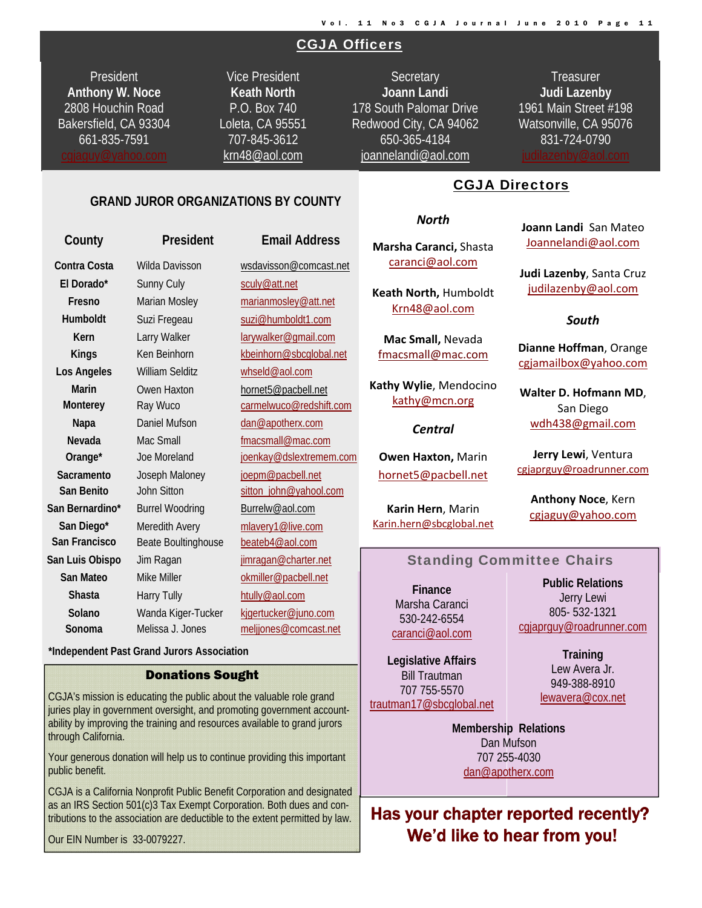## CGJA Officers

| President | Vice President | Secretary | Treasurer |
|---|---|---|---|
| **Anthony W. Noce** | **Keath North** | **Joann Landi** | **Judi Lazenby** |
| 2808 Houchin Road | P.O. Box 740 | 178 South Palomar Drive | 1961 Main Street #198 |
| Bakersfield, CA 93304 | Loleta, CA 95551 | Redwood City, CA 94062 | Watsonville, CA 95076 |
| 661-835-7591 | 707-845-3612 | 650-365-4184 | 831-724-0790 |
| cgjaguy@yahoo.com | krn48@aol.com | joannelandi@aol.com | judilazenby@aol.com |

### GRAND JUROR ORGANIZATIONS BY COUNTY

| County | President | Email Address |
|---|---|---|
| Contra Costa | Wilda Davisson | wsdavisson@comcast.net |
| El Dorado* | Sunny Culy | sculy@att.net |
| Fresno | Marian Mosley | marianmosley@att.net |
| Humboldt | Suzi Fregeau | suzi@humboldt1.com |
| Kern | Larry Walker | larywalker@gmail.com |
| Kings | Ken Beinhorn | kbeinhorn@sbcglobal.net |
| Los Angeles | William Selditz | whseld@aol.com |
| Marin | Owen Haxton | hornet5@pacbell.net |
| Monterey | Ray Wuco | carmelwuco@redshift.com |
| Napa | Daniel Mufson | dan@apotherx.com |
| Nevada | Mac Small | fmacsmall@mac.com |
| Orange* | Joe Moreland | joenkay@dslextremem.com |
| Sacramento | Joseph Maloney | joepm@pacbell.net |
| San Benito | John Sitton | sitton_john@yahool.com |
| San Bernardino* | Burrel Woodring | Burrelw@aol.com |
| San Diego* | Meredith Avery | mlavery1@live.com |
| San Francisco | Beate Boultinghouse | beateb4@aol.com |
| San Luis Obispo | Jim Ragan | jimragan@charter.net |
| San Mateo | Mike Miller | okmiller@pacbell.net |
| Shasta | Harry Tully | htully@aol.com |
| Solano | Wanda Kiger-Tucker | kjgertucker@juno.com |
| Sonoma | Melissa J. Jones | meljjones@comcast.net |

*Independent Past Grand Jurors Association

### Donations Sought

CGJA's mission is educating the public about the valuable role grand juries play in government oversight, and promoting government accountability by improving the training and resources available to grand jurors through California.

Your generous donation will help us to continue providing this important public benefit.

CGJA is a California Nonprofit Public Benefit Corporation and designated as an IRS Section 501(c)3 Tax Exempt Corporation. Both dues and contributions to the association are deductible to the extent permitted by law.

Our EIN Number is 33-0079227.

## CGJA Directors

### *North*

**Marsha Caranci,** Shasta
caranci@aol.com

**Keath North,** Humboldt
Krn48@aol.com

**Mac Small,** Nevada
fmacsmall@mac.com

**Kathy Wylie**, Mendocino
kathy@mcn.org

### *Central*

**Owen Haxton,** Marin
hornet5@pacbell.net

**Karin Hern**, Marin
Karin.hern@sbcglobal.net

**Joann Landi** San Mateo
Joannelandi@aol.com

**Judi Lazenby**, Santa Cruz
judilazenby@aol.com

### *South*

**Dianne Hoffman**, Orange
cgjamailbox@yahoo.com

**Walter D. Hofmann MD**, San Diego
wdh438@gmail.com

**Jerry Lewi**, Ventura
cgjaprguy@roadrunner.com

**Anthony Noce**, Kern
cgjaguy@yahoo.com

### Standing Committee Chairs

**Finance**
Marsha Caranci
530-242-6554
caranci@aol.com

**Public Relations**
Jerry Lewi
805- 532-1321
cgjaprguy@roadrunner.com

**Legislative Affairs**
Bill Trautman
707 755-5570
trautman17@sbcglobal.net

**Training**
Lew Avera Jr.
949-388-8910
lewavera@cox.net

**Membership Relations**
Dan Mufson
707 255-4030
dan@apotherx.com

**Has your chapter reported recently? We'd like to hear from you!**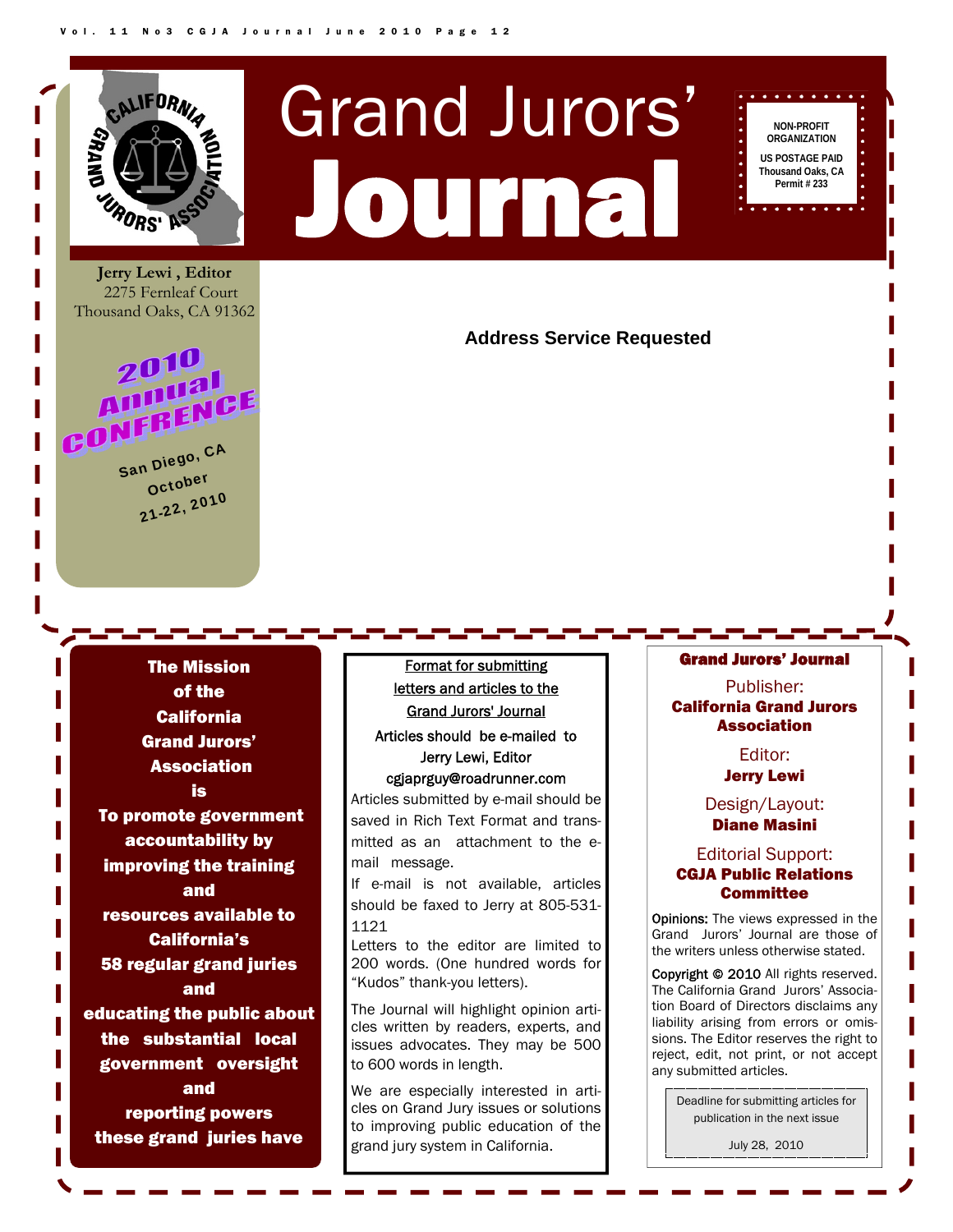# Grand Jurors' Journal

NON-PROFIT ORGANIZATION

US POSTAGE PAID
Thousand Oaks, CA
Permit # 233

**Jerry Lewi , Editor**
2275 Fernleaf Court
Thousand Oaks, CA 91362

**Address Service Requested**

**2010 Annual CONFRENCE**

San Diego, CA
October
21-22, 2010

**The Mission of the California Grand Jurors' Association is To promote government accountability by improving the training and resources available to California's 58 regular grand juries and educating the public about the substantial local government oversight and reporting powers these grand juries have**

**Format for submitting letters and articles to the Grand Jurors' Journal**

Articles should be e-mailed to Jerry Lewi, Editor
cgjaprguy@roadrunner.com

Articles submitted by e-mail should be saved in Rich Text Format and transmitted as an attachment to the e-mail message.

If e-mail is not available, articles should be faxed to Jerry at 805-531-1121

Letters to the editor are limited to 200 words. (One hundred words for "Kudos" thank-you letters).

The Journal will highlight opinion articles written by readers, experts, and issues advocates. They may be 500 to 600 words in length.

We are especially interested in articles on Grand Jury issues or solutions to improving public education of the grand jury system in California.

**Grand Jurors' Journal**

Publisher:
**California Grand Jurors Association**

Editor:
**Jerry Lewi**

Design/Layout:
**Diane Masini**

Editorial Support:
**CGJA Public Relations Committee**

**Opinions:** The views expressed in the Grand Jurors' Journal are those of the writers unless otherwise stated.

**Copyright © 2010** All rights reserved. The California Grand Jurors' Association Board of Directors disclaims any liability arising from errors or omissions. The Editor reserves the right to reject, edit, not print, or not accept any submitted articles.

Deadline for submitting articles for publication in the next issue

July 28, 2010